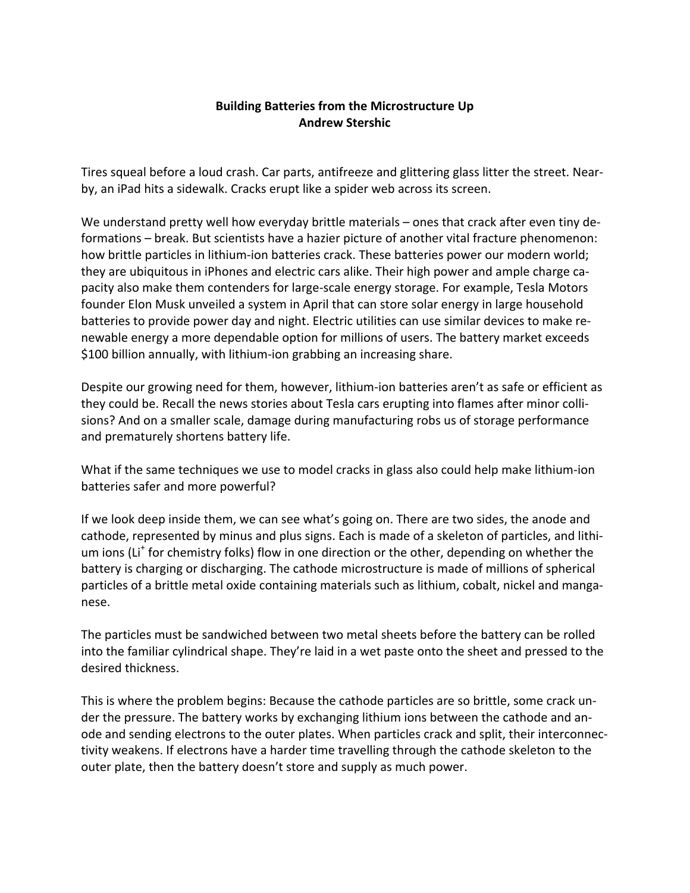**Building Batteries from the Microstructure Up**
**Andrew Stershic**

Tires squeal before a loud crash. Car parts, antifreeze and glittering glass litter the street. Nearby, an iPad hits a sidewalk. Cracks erupt like a spider web across its screen.

We understand pretty well how everyday brittle materials – ones that crack after even tiny deformations – break. But scientists have a hazier picture of another vital fracture phenomenon: how brittle particles in lithium-ion batteries crack. These batteries power our modern world; they are ubiquitous in iPhones and electric cars alike. Their high power and ample charge capacity also make them contenders for large-scale energy storage. For example, Tesla Motors founder Elon Musk unveiled a system in April that can store solar energy in large household batteries to provide power day and night. Electric utilities can use similar devices to make renewable energy a more dependable option for millions of users. The battery market exceeds $100 billion annually, with lithium-ion grabbing an increasing share.

Despite our growing need for them, however, lithium-ion batteries aren't as safe or efficient as they could be. Recall the news stories about Tesla cars erupting into flames after minor collisions? And on a smaller scale, damage during manufacturing robs us of storage performance and prematurely shortens battery life.

What if the same techniques we use to model cracks in glass also could help make lithium-ion batteries safer and more powerful?

If we look deep inside them, we can see what's going on. There are two sides, the anode and cathode, represented by minus and plus signs. Each is made of a skeleton of particles, and lithium ions ($Li^+$ for chemistry folks) flow in one direction or the other, depending on whether the battery is charging or discharging. The cathode microstructure is made of millions of spherical particles of a brittle metal oxide containing materials such as lithium, cobalt, nickel and manganese.

The particles must be sandwiched between two metal sheets before the battery can be rolled into the familiar cylindrical shape. They're laid in a wet paste onto the sheet and pressed to the desired thickness.

This is where the problem begins: Because the cathode particles are so brittle, some crack under the pressure. The battery works by exchanging lithium ions between the cathode and anode and sending electrons to the outer plates. When particles crack and split, their interconnectivity weakens. If electrons have a harder time travelling through the cathode skeleton to the outer plate, then the battery doesn't store and supply as much power.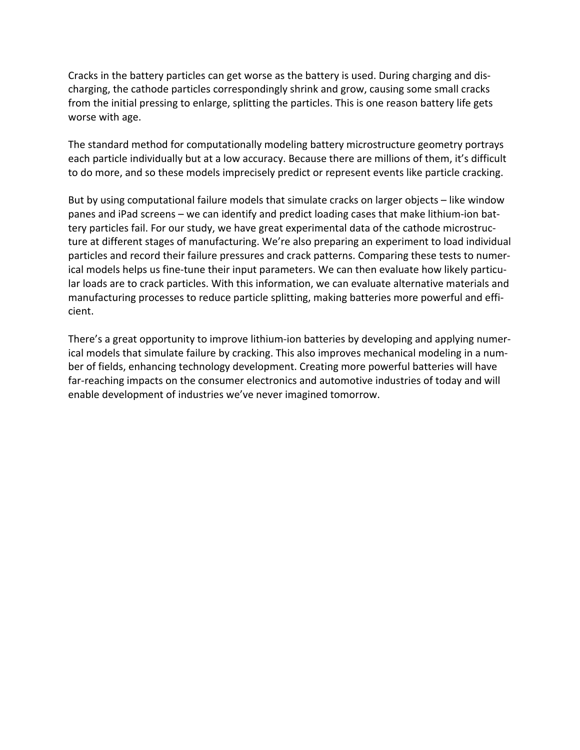Cracks in the battery particles can get worse as the battery is used. During charging and discharging, the cathode particles correspondingly shrink and grow, causing some small cracks from the initial pressing to enlarge, splitting the particles. This is one reason battery life gets worse with age.

The standard method for computationally modeling battery microstructure geometry portrays each particle individually but at a low accuracy. Because there are millions of them, it's difficult to do more, and so these models imprecisely predict or represent events like particle cracking.

But by using computational failure models that simulate cracks on larger objects – like window panes and iPad screens – we can identify and predict loading cases that make lithium-ion battery particles fail. For our study, we have great experimental data of the cathode microstructure at different stages of manufacturing. We're also preparing an experiment to load individual particles and record their failure pressures and crack patterns. Comparing these tests to numerical models helps us fine-tune their input parameters. We can then evaluate how likely particular loads are to crack particles. With this information, we can evaluate alternative materials and manufacturing processes to reduce particle splitting, making batteries more powerful and efficient.

There's a great opportunity to improve lithium-ion batteries by developing and applying numerical models that simulate failure by cracking. This also improves mechanical modeling in a number of fields, enhancing technology development. Creating more powerful batteries will have far-reaching impacts on the consumer electronics and automotive industries of today and will enable development of industries we've never imagined tomorrow.